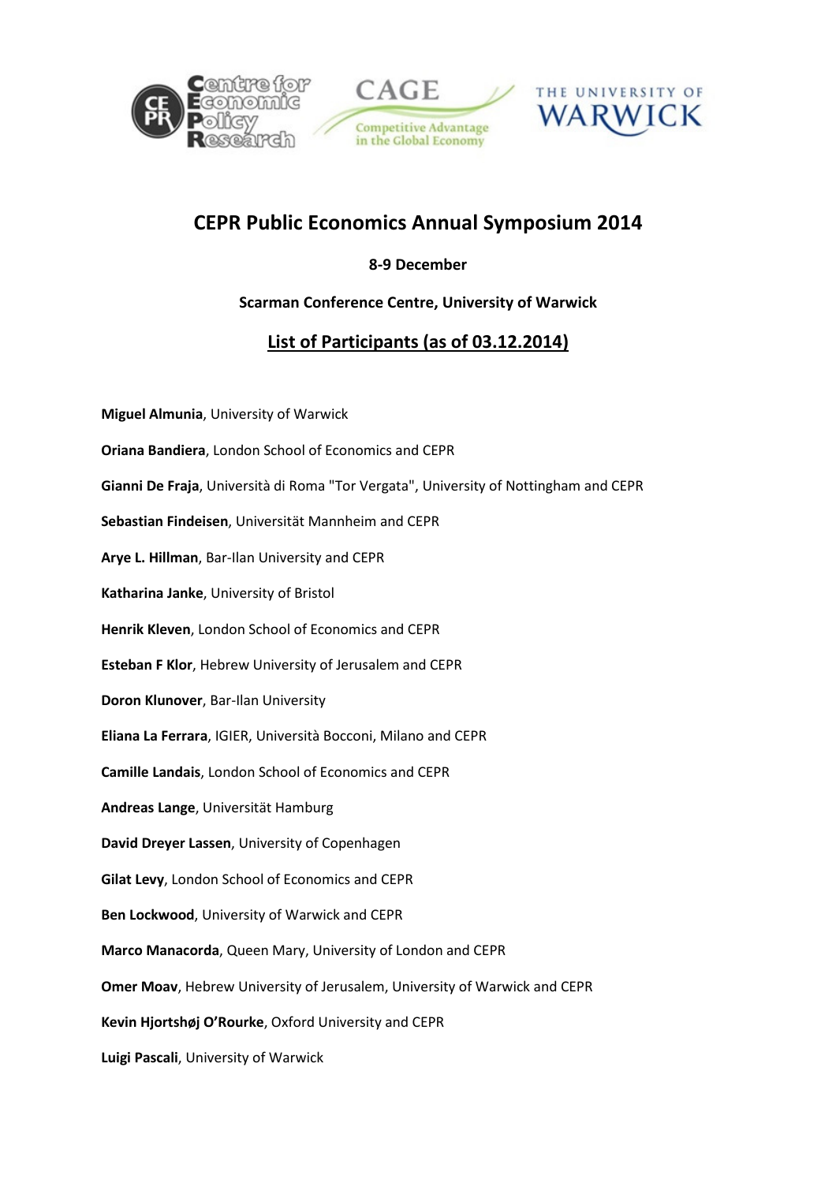# CEPR Public Economics Annual Symposium 2014

**8-9 December**

**Scarman Conference Centre, University of Warwick**

## List of Participants (as of 03.12.2014)

**Miguel Almunia**, University of Warwick

**Oriana Bandiera**, London School of Economics and CEPR

**Gianni De Fraja**, Università di Roma "Tor Vergata", University of Nottingham and CEPR

**Sebastian Findeisen**, Universität Mannheim and CEPR

**Arye L. Hillman**, Bar-Ilan University and CEPR

**Katharina Janke**, University of Bristol

**Henrik Kleven**, London School of Economics and CEPR

**Esteban F Klor**, Hebrew University of Jerusalem and CEPR

**Doron Klunover**, Bar-Ilan University

**Eliana La Ferrara**, IGIER, Università Bocconi, Milano and CEPR

**Camille Landais**, London School of Economics and CEPR

**Andreas Lange**, Universität Hamburg

**David Dreyer Lassen**, University of Copenhagen

**Gilat Levy**, London School of Economics and CEPR

**Ben Lockwood**, University of Warwick and CEPR

**Marco Manacorda**, Queen Mary, University of London and CEPR

**Omer Moav**, Hebrew University of Jerusalem, University of Warwick and CEPR

**Kevin Hjortshøj O'Rourke**, Oxford University and CEPR

**Luigi Pascali**, University of Warwick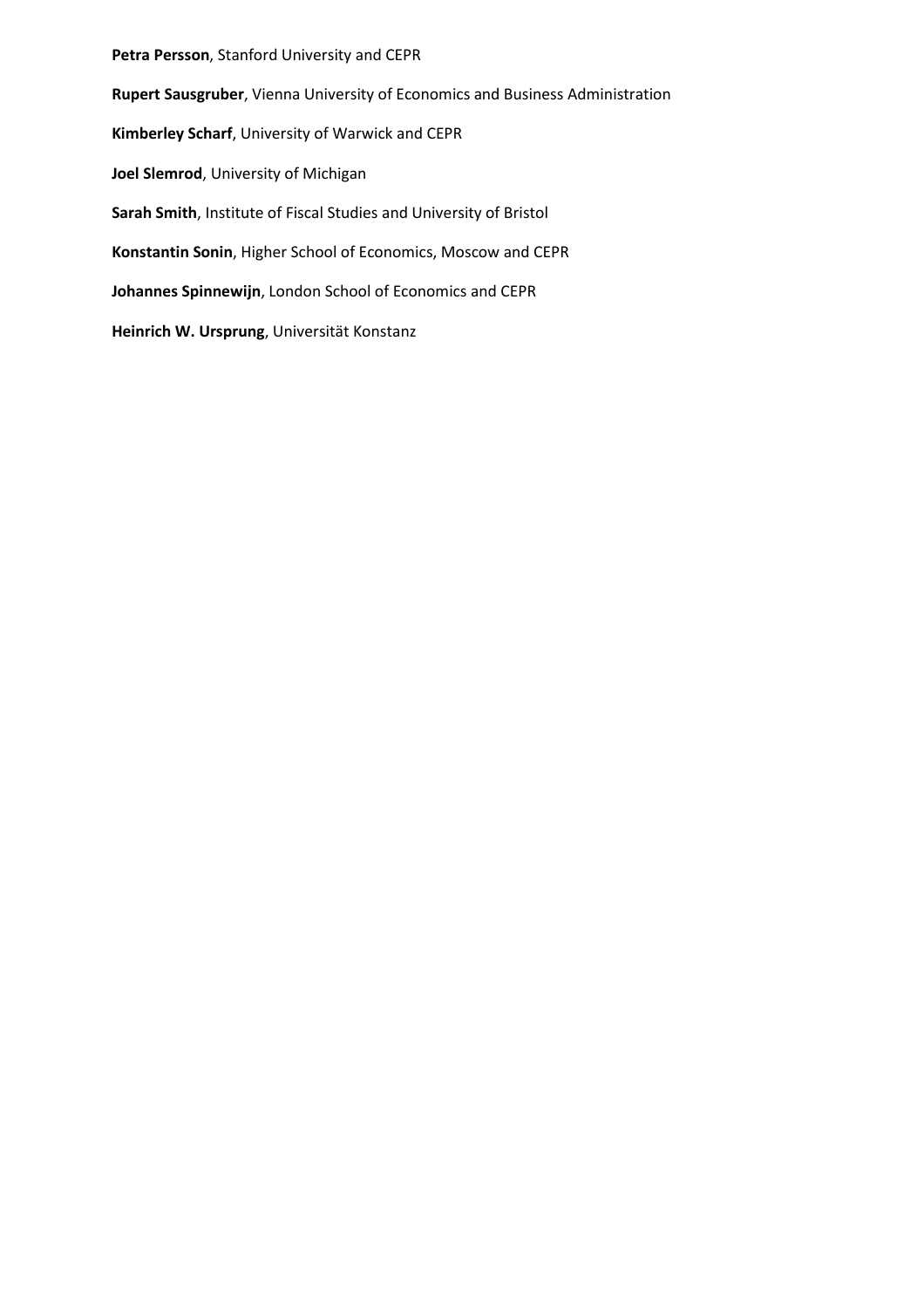**Petra Persson**, Stanford University and CEPR

**Rupert Sausgruber**, Vienna University of Economics and Business Administration

**Kimberley Scharf**, University of Warwick and CEPR

**Joel Slemrod**, University of Michigan

**Sarah Smith**, Institute of Fiscal Studies and University of Bristol

**Konstantin Sonin**, Higher School of Economics, Moscow and CEPR

**Johannes Spinnewijn**, London School of Economics and CEPR

**Heinrich W. Ursprung**, Universität Konstanz